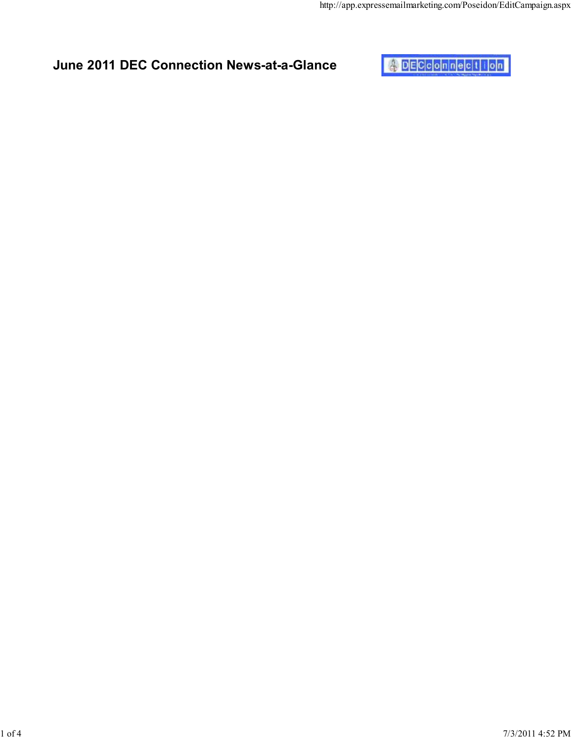# June 2011 DEC Connection News-at-a-Glance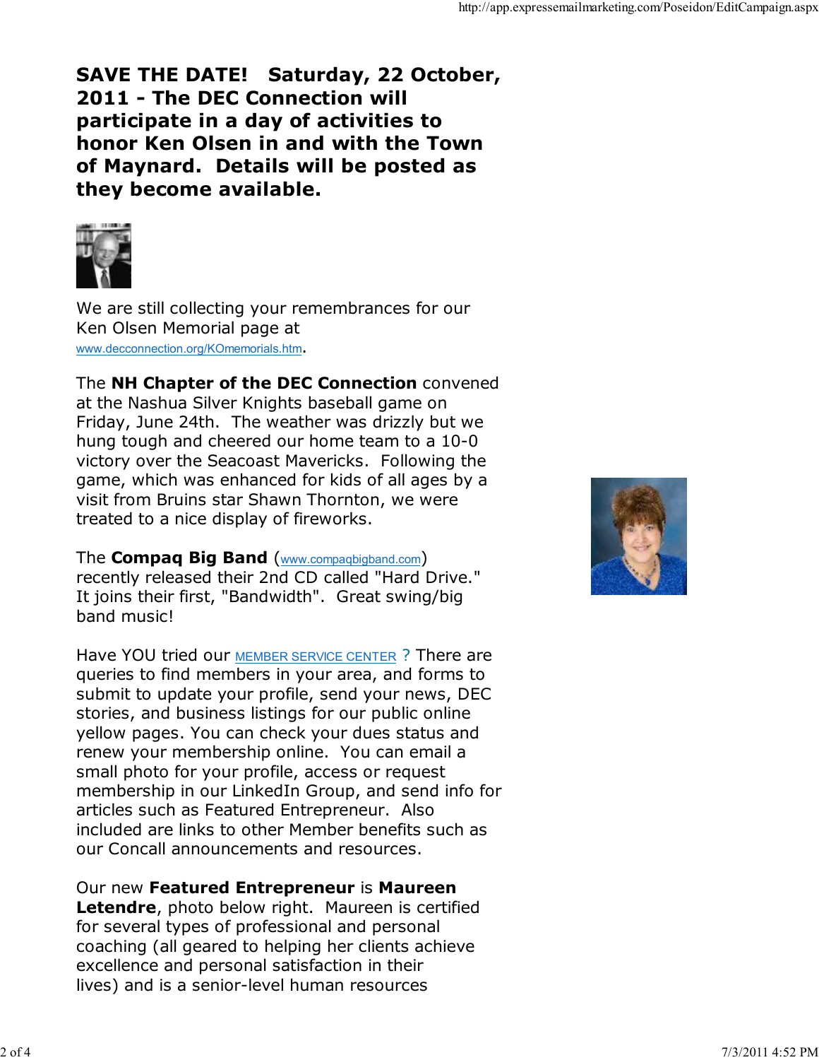**SAVE THE DATE! Saturday, 22 October, 2011 - The DEC Connection will participate in a day of activities to honor Ken Olsen in and with the Town of Maynard. Details will be posted as they become available.**

We are still collecting your remembrances for our Ken Olsen Memorial page at www.decconnection.org/KOmemorials.htm.

The **NH Chapter of the DEC Connection** convened at the Nashua Silver Knights baseball game on Friday, June 24th. The weather was drizzly but we hung tough and cheered our home team to a 10-0 victory over the Seacoast Mavericks. Following the game, which was enhanced for kids of all ages by a visit from Bruins star Shawn Thornton, we were treated to a nice display of fireworks.

The **Compaq Big Band** (www.compaqbigband.com) recently released their 2nd CD called "Hard Drive." It joins their first, "Bandwidth". Great swing/big band music!

Have YOU tried our MEMBER SERVICE CENTER ? There are queries to find members in your area, and forms to submit to update your profile, send your news, DEC stories, and business listings for our public online yellow pages. You can check your dues status and renew your membership online. You can email a small photo for your profile, access or request membership in our LinkedIn Group, and send info for articles such as Featured Entrepreneur. Also included are links to other Member benefits such as our Concall announcements and resources.

Our new **Featured Entrepreneur** is **Maureen Letendre**, photo below right. Maureen is certified for several types of professional and personal coaching (all geared to helping her clients achieve excellence and personal satisfaction in their lives) and is a senior-level human resources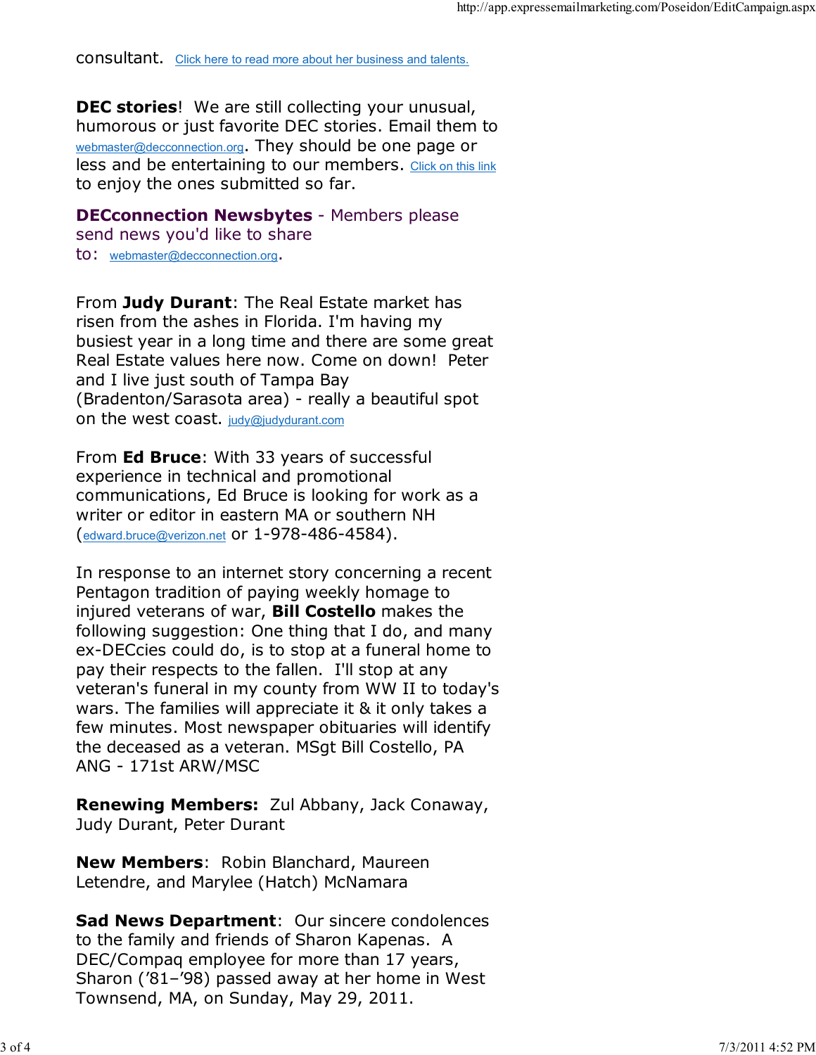consultant. Click here to read more about her business and talents.

**DEC stories**! We are still collecting your unusual, humorous or just favorite DEC stories. Email them to webmaster@decconnection.org. They should be one page or less and be entertaining to our members. Click on this link to enjoy the ones submitted so far.

**DECconnection Newsbytes** - Members please send news you'd like to share to: webmaster@decconnection.org.

From **Judy Durant**: The Real Estate market has risen from the ashes in Florida. I'm having my busiest year in a long time and there are some great Real Estate values here now. Come on down! Peter and I live just south of Tampa Bay (Bradenton/Sarasota area) - really a beautiful spot on the west coast. judy@judydurant.com

From **Ed Bruce**: With 33 years of successful experience in technical and promotional communications, Ed Bruce is looking for work as a writer or editor in eastern MA or southern NH (edward.bruce@verizon.net or 1-978-486-4584).

In response to an internet story concerning a recent Pentagon tradition of paying weekly homage to injured veterans of war, **Bill Costello** makes the following suggestion: One thing that I do, and many ex-DECcies could do, is to stop at a funeral home to pay their respects to the fallen. I'll stop at any veteran's funeral in my county from WW II to today's wars. The families will appreciate it & it only takes a few minutes. Most newspaper obituaries will identify the deceased as a veteran. MSgt Bill Costello, PA ANG - 171st ARW/MSC

**Renewing Members:** Zul Abbany, Jack Conaway, Judy Durant, Peter Durant

**New Members**: Robin Blanchard, Maureen Letendre, and Marylee (Hatch) McNamara

**Sad News Department**: Our sincere condolences to the family and friends of Sharon Kapenas. A DEC/Compaq employee for more than 17 years, Sharon ('81–'98) passed away at her home in West Townsend, MA, on Sunday, May 29, 2011.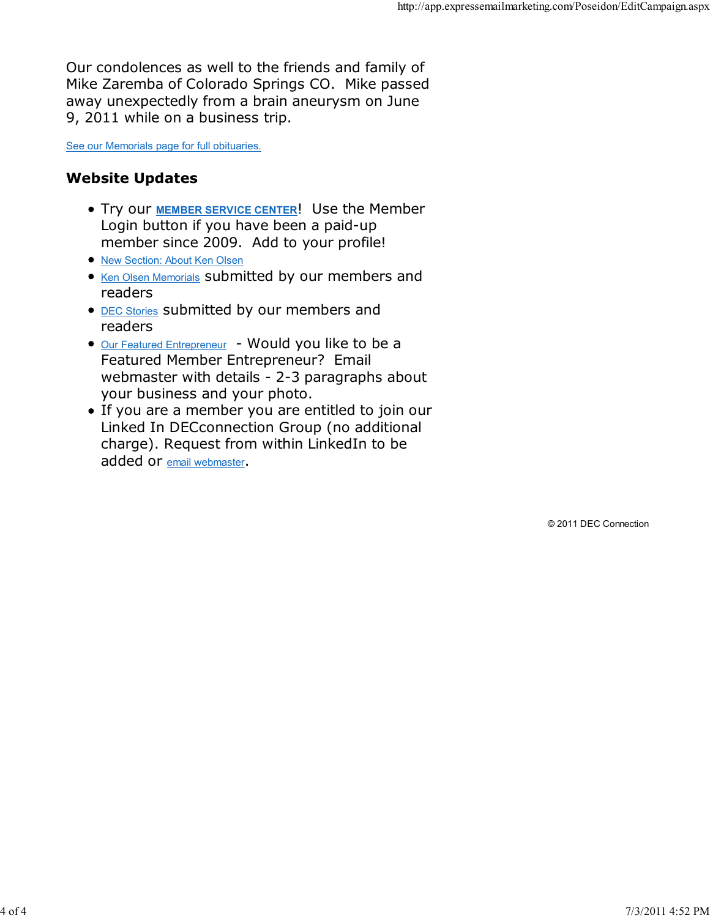Our condolences as well to the friends and family of Mike Zaremba of Colorado Springs CO.  Mike passed away unexpectedly from a brain aneurysm on June 9, 2011 while on a business trip.

See our Memorials page for full obituaries.

## Website Updates

- Try our **MEMBER SERVICE CENTER**!  Use the Member Login button if you have been a paid-up member since 2009.  Add to your profile!
- New Section: About Ken Olsen
- Ken Olsen Memorials submitted by our members and readers
- DEC Stories submitted by our members and readers
- Our Featured Entrepreneur  - Would you like to be a Featured Member Entrepreneur?  Email webmaster with details - 2-3 paragraphs about your business and your photo.
- If you are a member you are entitled to join our Linked In DECconnection Group (no additional charge). Request from within LinkedIn to be added or email webmaster.

© 2011 DEC Connection